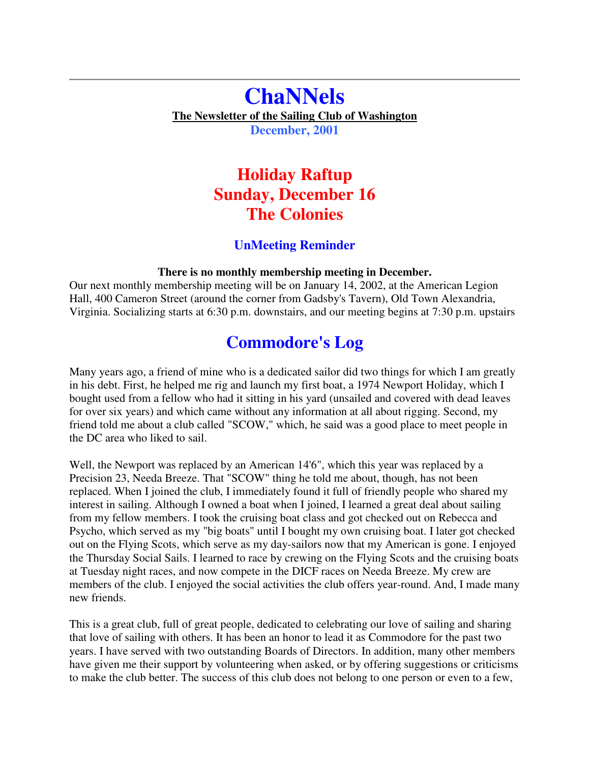---

# ChaNNels

**The Newsletter of the Sailing Club of Washington**

**December, 2001**

## Holiday Raftup
## Sunday, December 16
## The Colonies

### UnMeeting Reminder

**There is no monthly membership meeting in December.**

Our next monthly membership meeting will be on January 14, 2002, at the American Legion Hall, 400 Cameron Street (around the corner from Gadsby's Tavern), Old Town Alexandria, Virginia. Socializing starts at 6:30 p.m. downstairs, and our meeting begins at 7:30 p.m. upstairs

## Commodore's Log

Many years ago, a friend of mine who is a dedicated sailor did two things for which I am greatly in his debt. First, he helped me rig and launch my first boat, a 1974 Newport Holiday, which I bought used from a fellow who had it sitting in his yard (unsailed and covered with dead leaves for over six years) and which came without any information at all about rigging. Second, my friend told me about a club called "SCOW," which, he said was a good place to meet people in the DC area who liked to sail.

Well, the Newport was replaced by an American 14'6", which this year was replaced by a Precision 23, Needa Breeze. That "SCOW" thing he told me about, though, has not been replaced. When I joined the club, I immediately found it full of friendly people who shared my interest in sailing. Although I owned a boat when I joined, I learned a great deal about sailing from my fellow members. I took the cruising boat class and got checked out on Rebecca and Psycho, which served as my "big boats" until I bought my own cruising boat. I later got checked out on the Flying Scots, which serve as my day-sailors now that my American is gone. I enjoyed the Thursday Social Sails. I learned to race by crewing on the Flying Scots and the cruising boats at Tuesday night races, and now compete in the DICF races on Needa Breeze. My crew are members of the club. I enjoyed the social activities the club offers year-round. And, I made many new friends.

This is a great club, full of great people, dedicated to celebrating our love of sailing and sharing that love of sailing with others. It has been an honor to lead it as Commodore for the past two years. I have served with two outstanding Boards of Directors. In addition, many other members have given me their support by volunteering when asked, or by offering suggestions or criticisms to make the club better. The success of this club does not belong to one person or even to a few,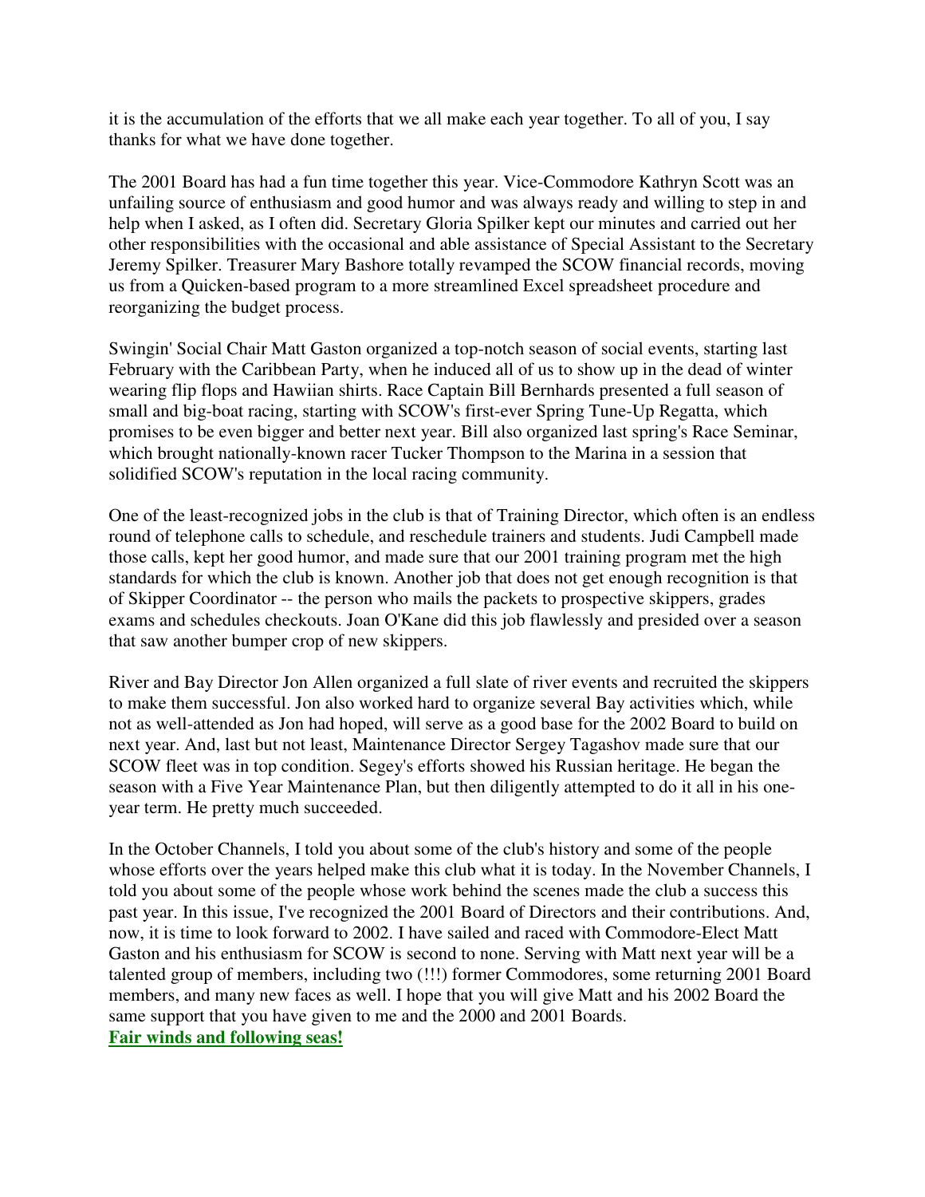it is the accumulation of the efforts that we all make each year together. To all of you, I say thanks for what we have done together.

The 2001 Board has had a fun time together this year. Vice-Commodore Kathryn Scott was an unfailing source of enthusiasm and good humor and was always ready and willing to step in and help when I asked, as I often did. Secretary Gloria Spilker kept our minutes and carried out her other responsibilities with the occasional and able assistance of Special Assistant to the Secretary Jeremy Spilker. Treasurer Mary Bashore totally revamped the SCOW financial records, moving us from a Quicken-based program to a more streamlined Excel spreadsheet procedure and reorganizing the budget process.

Swingin' Social Chair Matt Gaston organized a top-notch season of social events, starting last February with the Caribbean Party, when he induced all of us to show up in the dead of winter wearing flip flops and Hawiian shirts. Race Captain Bill Bernhards presented a full season of small and big-boat racing, starting with SCOW's first-ever Spring Tune-Up Regatta, which promises to be even bigger and better next year. Bill also organized last spring's Race Seminar, which brought nationally-known racer Tucker Thompson to the Marina in a session that solidified SCOW's reputation in the local racing community.

One of the least-recognized jobs in the club is that of Training Director, which often is an endless round of telephone calls to schedule, and reschedule trainers and students. Judi Campbell made those calls, kept her good humor, and made sure that our 2001 training program met the high standards for which the club is known. Another job that does not get enough recognition is that of Skipper Coordinator -- the person who mails the packets to prospective skippers, grades exams and schedules checkouts. Joan O'Kane did this job flawlessly and presided over a season that saw another bumper crop of new skippers.

River and Bay Director Jon Allen organized a full slate of river events and recruited the skippers to make them successful. Jon also worked hard to organize several Bay activities which, while not as well-attended as Jon had hoped, will serve as a good base for the 2002 Board to build on next year. And, last but not least, Maintenance Director Sergey Tagashov made sure that our SCOW fleet was in top condition. Segey's efforts showed his Russian heritage. He began the season with a Five Year Maintenance Plan, but then diligently attempted to do it all in his one-year term. He pretty much succeeded.

In the October Channels, I told you about some of the club's history and some of the people whose efforts over the years helped make this club what it is today. In the November Channels, I told you about some of the people whose work behind the scenes made the club a success this past year. In this issue, I've recognized the 2001 Board of Directors and their contributions. And, now, it is time to look forward to 2002. I have sailed and raced with Commodore-Elect Matt Gaston and his enthusiasm for SCOW is second to none. Serving with Matt next year will be a talented group of members, including two (!!!) former Commodores, some returning 2001 Board members, and many new faces as well. I hope that you will give Matt and his 2002 Board the same support that you have given to me and the 2000 and 2001 Boards.

**Fair winds and following seas!**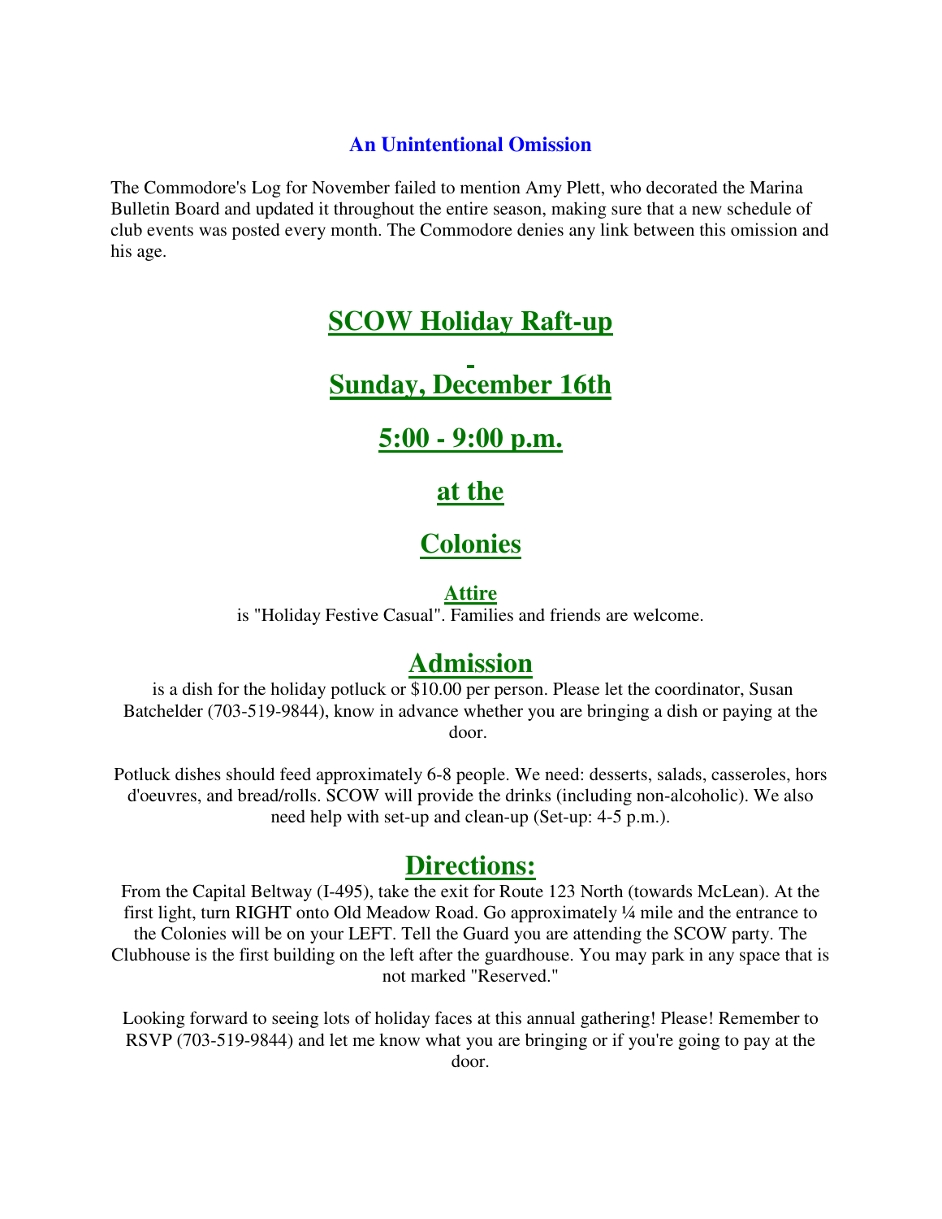### An Unintentional Omission

The Commodore's Log for November failed to mention Amy Plett, who decorated the Marina Bulletin Board and updated it throughout the entire season, making sure that a new schedule of club events was posted every month. The Commodore denies any link between this omission and his age.

# SCOW Holiday Raft-up

# Sunday, December 16th

# 5:00 - 9:00 p.m.

# at the

# Colonies

### Attire

is "Holiday Festive Casual". Families and friends are welcome.

## Admission

is a dish for the holiday potluck or $10.00 per person. Please let the coordinator, Susan Batchelder (703-519-9844), know in advance whether you are bringing a dish or paying at the door.

Potluck dishes should feed approximately 6-8 people. We need: desserts, salads, casseroles, hors d'oeuvres, and bread/rolls. SCOW will provide the drinks (including non-alcoholic). We also need help with set-up and clean-up (Set-up: 4-5 p.m.).

## Directions:

From the Capital Beltway (I-495), take the exit for Route 123 North (towards McLean). At the first light, turn RIGHT onto Old Meadow Road. Go approximately ¼ mile and the entrance to the Colonies will be on your LEFT. Tell the Guard you are attending the SCOW party. The Clubhouse is the first building on the left after the guardhouse. You may park in any space that is not marked "Reserved."

Looking forward to seeing lots of holiday faces at this annual gathering! Please! Remember to RSVP (703-519-9844) and let me know what you are bringing or if you're going to pay at the door.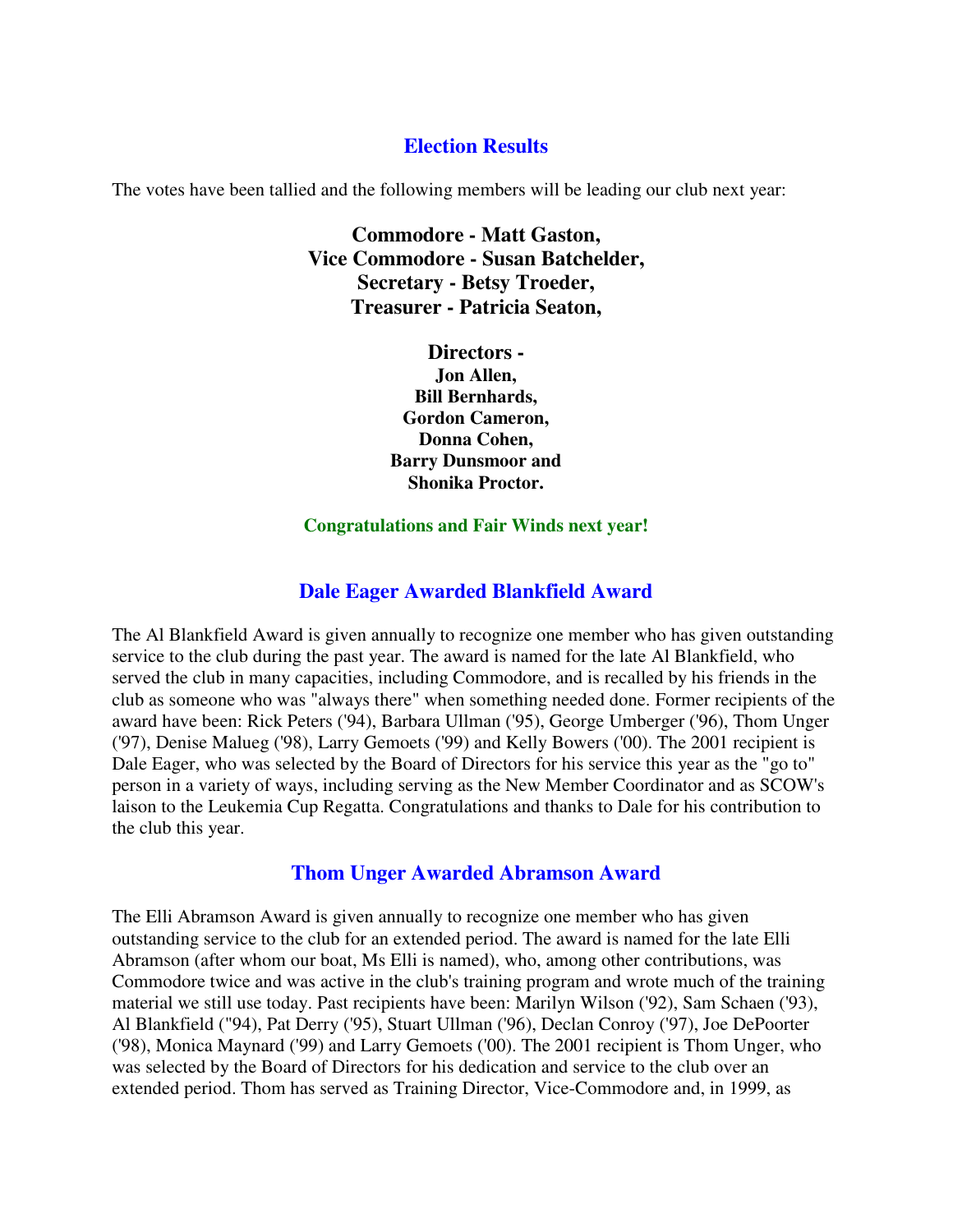## Election Results

The votes have been tallied and the following members will be leading our club next year:

**Commodore - Matt Gaston,**
**Vice Commodore - Susan Batchelder,**
**Secretary - Betsy Troeder,**
**Treasurer - Patricia Seaton,**

**Directors -**
**Jon Allen,**
**Bill Bernhards,**
**Gordon Cameron,**
**Donna Cohen,**
**Barry Dunsmoor and**
**Shonika Proctor.**

**Congratulations and Fair Winds next year!**

## Dale Eager Awarded Blankfield Award

The Al Blankfield Award is given annually to recognize one member who has given outstanding service to the club during the past year. The award is named for the late Al Blankfield, who served the club in many capacities, including Commodore, and is recalled by his friends in the club as someone who was "always there" when something needed done. Former recipients of the award have been: Rick Peters ('94), Barbara Ullman ('95), George Umberger ('96), Thom Unger ('97), Denise Malueg ('98), Larry Gemoets ('99) and Kelly Bowers ('00). The 2001 recipient is Dale Eager, who was selected by the Board of Directors for his service this year as the "go to" person in a variety of ways, including serving as the New Member Coordinator and as SCOW's laison to the Leukemia Cup Regatta. Congratulations and thanks to Dale for his contribution to the club this year.

## Thom Unger Awarded Abramson Award

The Elli Abramson Award is given annually to recognize one member who has given outstanding service to the club for an extended period. The award is named for the late Elli Abramson (after whom our boat, Ms Elli is named), who, among other contributions, was Commodore twice and was active in the club's training program and wrote much of the training material we still use today. Past recipients have been: Marilyn Wilson ('92), Sam Schaen ('93), Al Blankfield ("94), Pat Derry ('95), Stuart Ullman ('96), Declan Conroy ('97), Joe DePoorter ('98), Monica Maynard ('99) and Larry Gemoets ('00). The 2001 recipient is Thom Unger, who was selected by the Board of Directors for his dedication and service to the club over an extended period. Thom has served as Training Director, Vice-Commodore and, in 1999, as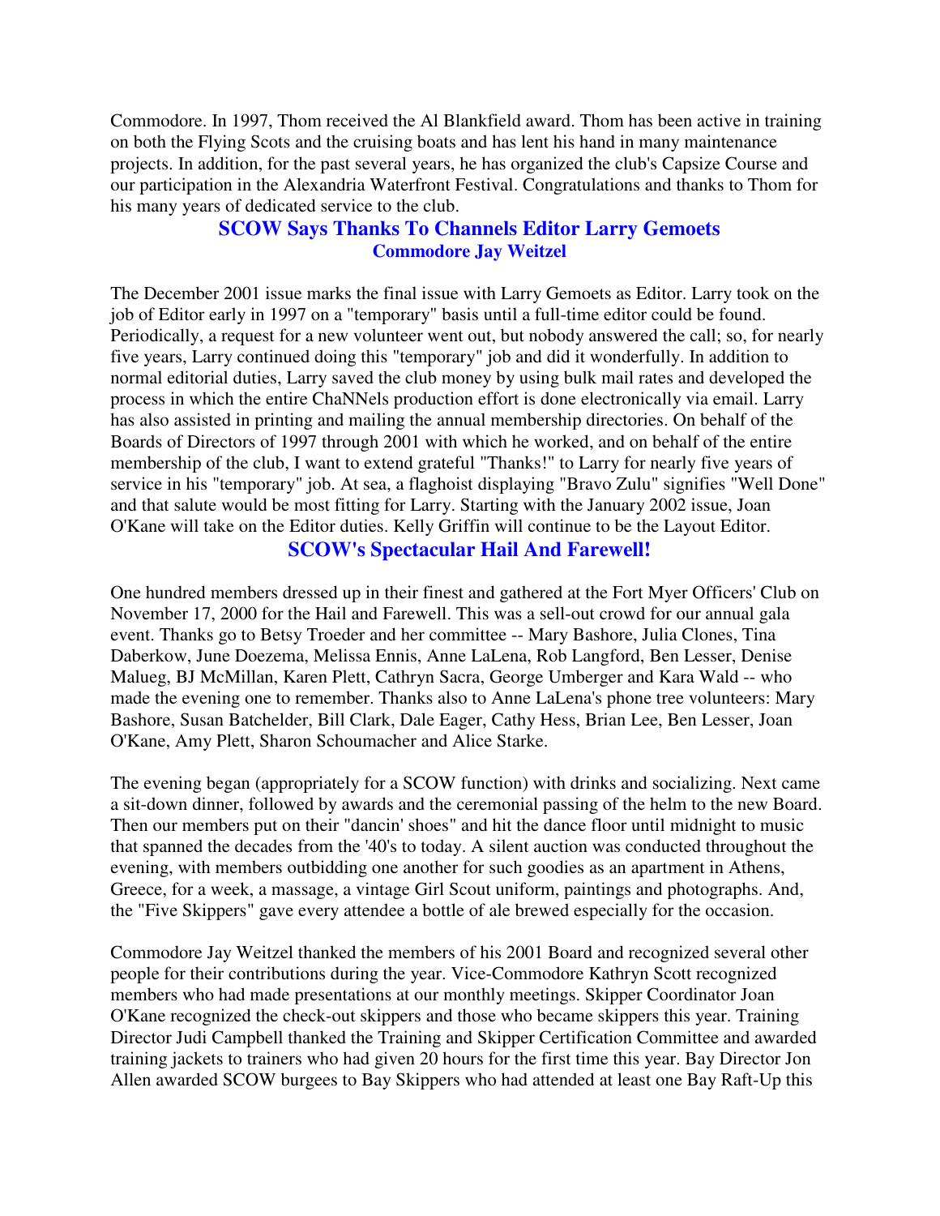Commodore. In 1997, Thom received the Al Blankfield award. Thom has been active in training on both the Flying Scots and the cruising boats and has lent his hand in many maintenance projects. In addition, for the past several years, he has organized the club's Capsize Course and our participation in the Alexandria Waterfront Festival. Congratulations and thanks to Thom for his many years of dedicated service to the club.

## SCOW Says Thanks To Channels Editor Larry Gemoets

**Commodore Jay Weitzel**

The December 2001 issue marks the final issue with Larry Gemoets as Editor. Larry took on the job of Editor early in 1997 on a "temporary" basis until a full-time editor could be found. Periodically, a request for a new volunteer went out, but nobody answered the call; so, for nearly five years, Larry continued doing this "temporary" job and did it wonderfully. In addition to normal editorial duties, Larry saved the club money by using bulk mail rates and developed the process in which the entire ChaNNels production effort is done electronically via email. Larry has also assisted in printing and mailing the annual membership directories. On behalf of the Boards of Directors of 1997 through 2001 with which he worked, and on behalf of the entire membership of the club, I want to extend grateful "Thanks!" to Larry for nearly five years of service in his "temporary" job. At sea, a flaghoist displaying "Bravo Zulu" signifies "Well Done" and that salute would be most fitting for Larry. Starting with the January 2002 issue, Joan O'Kane will take on the Editor duties. Kelly Griffin will continue to be the Layout Editor.

## SCOW's Spectacular Hail And Farewell!

One hundred members dressed up in their finest and gathered at the Fort Myer Officers' Club on November 17, 2000 for the Hail and Farewell. This was a sell-out crowd for our annual gala event. Thanks go to Betsy Troeder and her committee -- Mary Bashore, Julia Clones, Tina Daberkow, June Doezema, Melissa Ennis, Anne LaLena, Rob Langford, Ben Lesser, Denise Malueg, BJ McMillan, Karen Plett, Cathryn Sacra, George Umberger and Kara Wald -- who made the evening one to remember. Thanks also to Anne LaLena's phone tree volunteers: Mary Bashore, Susan Batchelder, Bill Clark, Dale Eager, Cathy Hess, Brian Lee, Ben Lesser, Joan O'Kane, Amy Plett, Sharon Schoumacher and Alice Starke.

The evening began (appropriately for a SCOW function) with drinks and socializing. Next came a sit-down dinner, followed by awards and the ceremonial passing of the helm to the new Board. Then our members put on their "dancin' shoes" and hit the dance floor until midnight to music that spanned the decades from the '40's to today. A silent auction was conducted throughout the evening, with members outbidding one another for such goodies as an apartment in Athens, Greece, for a week, a massage, a vintage Girl Scout uniform, paintings and photographs. And, the "Five Skippers" gave every attendee a bottle of ale brewed especially for the occasion.

Commodore Jay Weitzel thanked the members of his 2001 Board and recognized several other people for their contributions during the year. Vice-Commodore Kathryn Scott recognized members who had made presentations at our monthly meetings. Skipper Coordinator Joan O'Kane recognized the check-out skippers and those who became skippers this year. Training Director Judi Campbell thanked the Training and Skipper Certification Committee and awarded training jackets to trainers who had given 20 hours for the first time this year. Bay Director Jon Allen awarded SCOW burgees to Bay Skippers who had attended at least one Bay Raft-Up this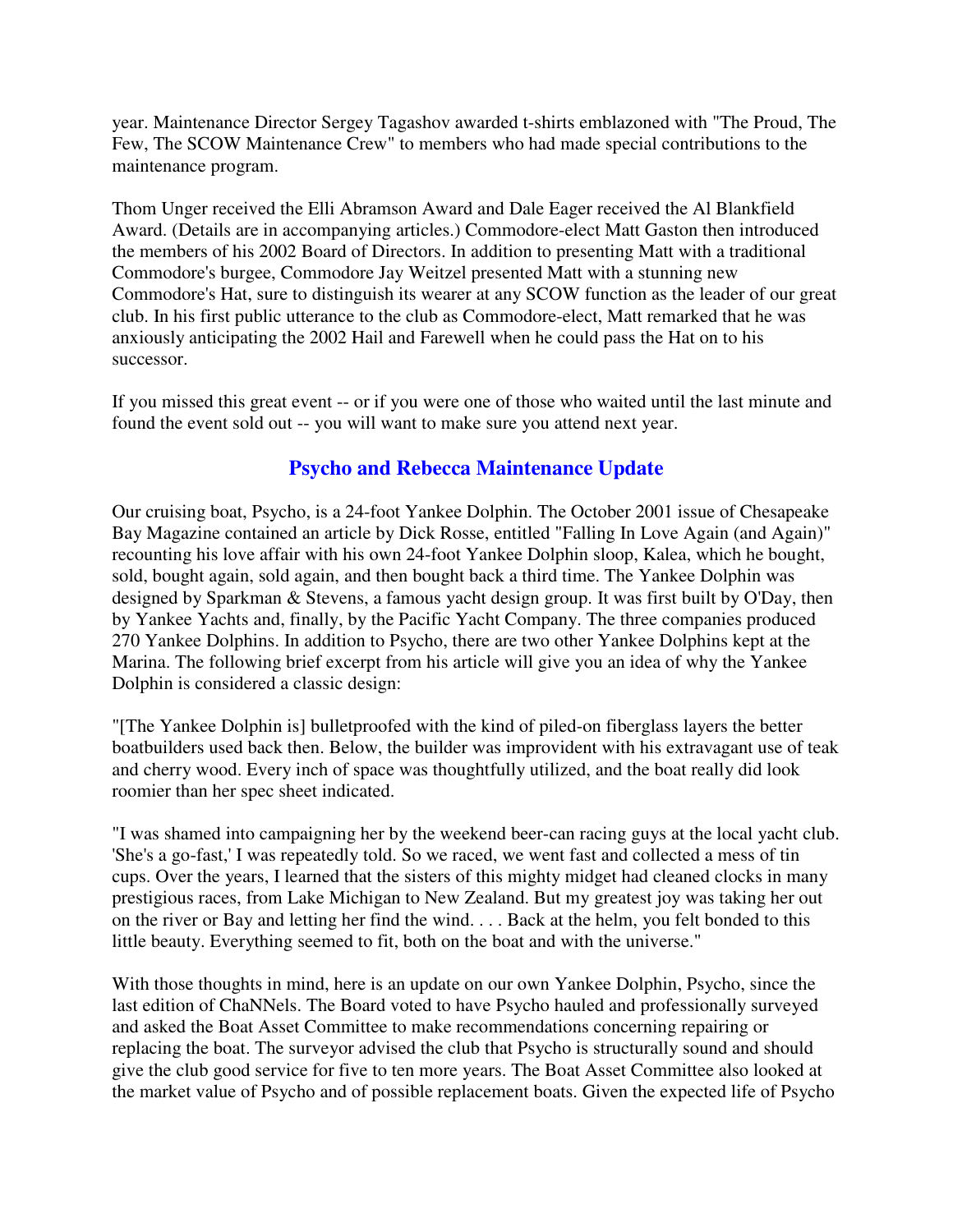year. Maintenance Director Sergey Tagashov awarded t-shirts emblazoned with "The Proud, The Few, The SCOW Maintenance Crew" to members who had made special contributions to the maintenance program.

Thom Unger received the Elli Abramson Award and Dale Eager received the Al Blankfield Award. (Details are in accompanying articles.) Commodore-elect Matt Gaston then introduced the members of his 2002 Board of Directors. In addition to presenting Matt with a traditional Commodore's burgee, Commodore Jay Weitzel presented Matt with a stunning new Commodore's Hat, sure to distinguish its wearer at any SCOW function as the leader of our great club. In his first public utterance to the club as Commodore-elect, Matt remarked that he was anxiously anticipating the 2002 Hail and Farewell when he could pass the Hat on to his successor.

If you missed this great event -- or if you were one of those who waited until the last minute and found the event sold out -- you will want to make sure you attend next year.

## Psycho and Rebecca Maintenance Update

Our cruising boat, Psycho, is a 24-foot Yankee Dolphin. The October 2001 issue of Chesapeake Bay Magazine contained an article by Dick Rosse, entitled "Falling In Love Again (and Again)" recounting his love affair with his own 24-foot Yankee Dolphin sloop, Kalea, which he bought, sold, bought again, sold again, and then bought back a third time. The Yankee Dolphin was designed by Sparkman & Stevens, a famous yacht design group. It was first built by O'Day, then by Yankee Yachts and, finally, by the Pacific Yacht Company. The three companies produced 270 Yankee Dolphins. In addition to Psycho, there are two other Yankee Dolphins kept at the Marina. The following brief excerpt from his article will give you an idea of why the Yankee Dolphin is considered a classic design:

"[The Yankee Dolphin is] bulletproofed with the kind of piled-on fiberglass layers the better boatbuilders used back then. Below, the builder was improvident with his extravagant use of teak and cherry wood. Every inch of space was thoughtfully utilized, and the boat really did look roomier than her spec sheet indicated.

"I was shamed into campaigning her by the weekend beer-can racing guys at the local yacht club. 'She's a go-fast,' I was repeatedly told. So we raced, we went fast and collected a mess of tin cups. Over the years, I learned that the sisters of this mighty midget had cleaned clocks in many prestigious races, from Lake Michigan to New Zealand. But my greatest joy was taking her out on the river or Bay and letting her find the wind. . . . Back at the helm, you felt bonded to this little beauty. Everything seemed to fit, both on the boat and with the universe."

With those thoughts in mind, here is an update on our own Yankee Dolphin, Psycho, since the last edition of ChaNNels. The Board voted to have Psycho hauled and professionally surveyed and asked the Boat Asset Committee to make recommendations concerning repairing or replacing the boat. The surveyor advised the club that Psycho is structurally sound and should give the club good service for five to ten more years. The Boat Asset Committee also looked at the market value of Psycho and of possible replacement boats. Given the expected life of Psycho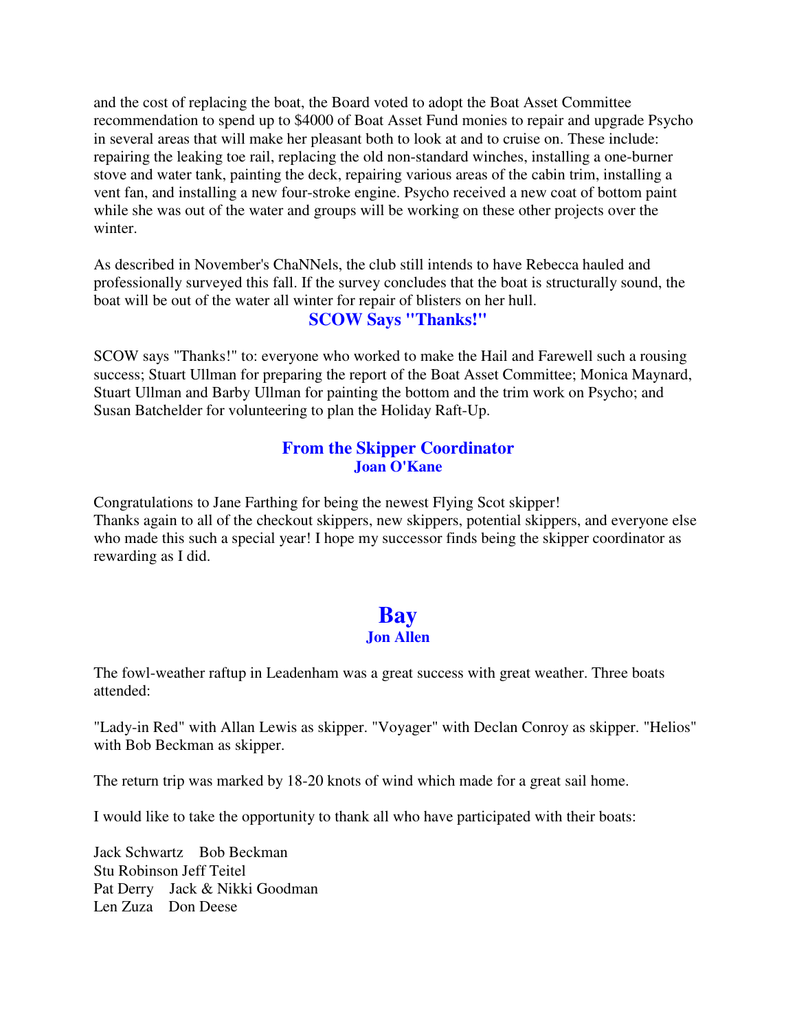and the cost of replacing the boat, the Board voted to adopt the Boat Asset Committee recommendation to spend up to $4000 of Boat Asset Fund monies to repair and upgrade Psycho in several areas that will make her pleasant both to look at and to cruise on. These include: repairing the leaking toe rail, replacing the old non-standard winches, installing a one-burner stove and water tank, painting the deck, repairing various areas of the cabin trim, installing a vent fan, and installing a new four-stroke engine. Psycho received a new coat of bottom paint while she was out of the water and groups will be working on these other projects over the winter.

As described in November's ChaNNels, the club still intends to have Rebecca hauled and professionally surveyed this fall. If the survey concludes that the boat is structurally sound, the boat will be out of the water all winter for repair of blisters on her hull.

### SCOW Says "Thanks!"

SCOW says "Thanks!" to: everyone who worked to make the Hail and Farewell such a rousing success; Stuart Ullman for preparing the report of the Boat Asset Committee; Monica Maynard, Stuart Ullman and Barby Ullman for painting the bottom and the trim work on Psycho; and Susan Batchelder for volunteering to plan the Holiday Raft-Up.

### From the Skipper Coordinator
**Joan O'Kane**

Congratulations to Jane Farthing for being the newest Flying Scot skipper!
Thanks again to all of the checkout skippers, new skippers, potential skippers, and everyone else who made this such a special year! I hope my successor finds being the skipper coordinator as rewarding as I did.

## Bay
**Jon Allen**

The fowl-weather raftup in Leadenham was a great success with great weather. Three boats attended:

"Lady-in Red" with Allan Lewis as skipper. "Voyager" with Declan Conroy as skipper. "Helios" with Bob Beckman as skipper.

The return trip was marked by 18-20 knots of wind which made for a great sail home.

I would like to take the opportunity to thank all who have participated with their boats:

Jack Schwartz Bob Beckman
Stu Robinson Jeff Teitel
Pat Derry Jack & Nikki Goodman
Len Zuza Don Deese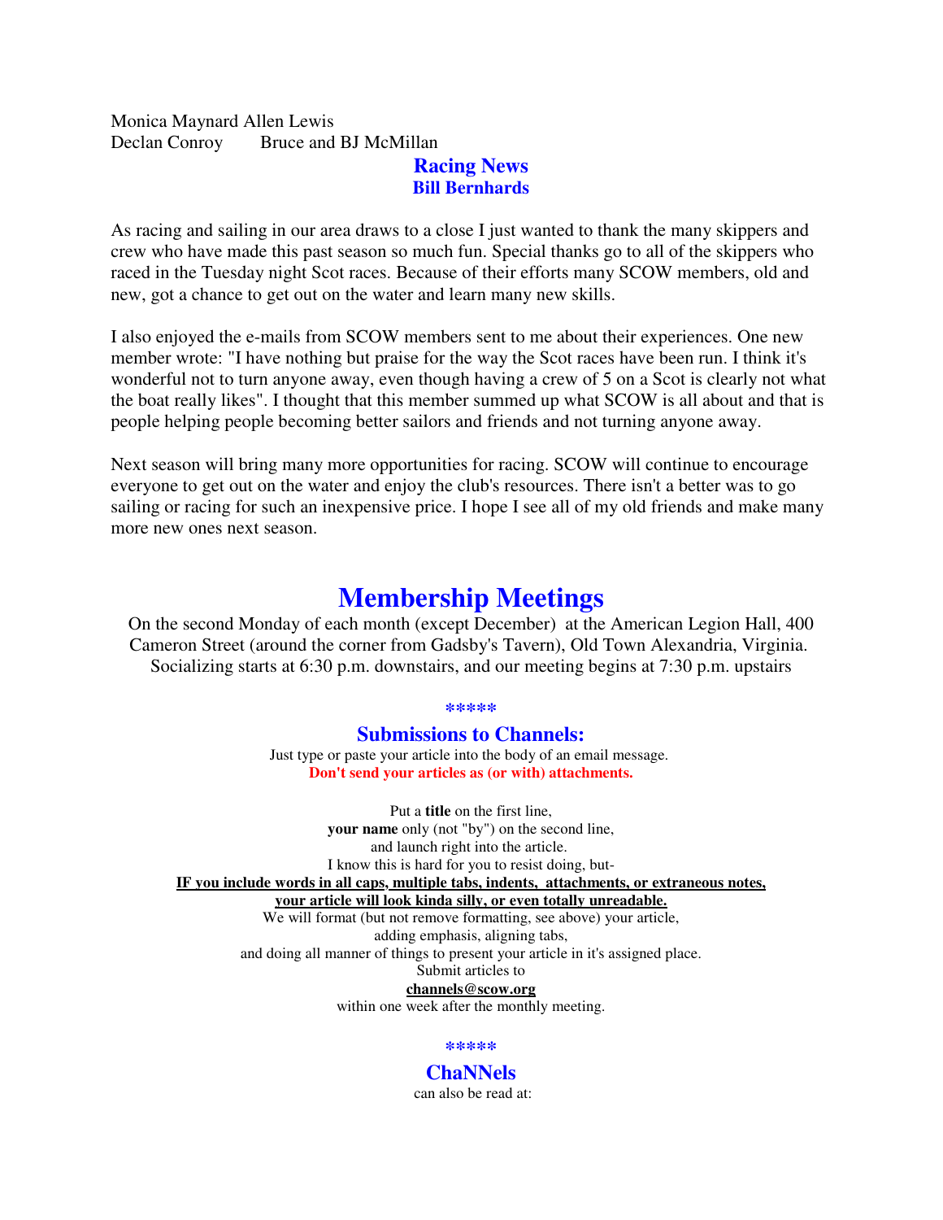Monica Maynard Allen Lewis
Declan Conroy Bruce and BJ McMillan

## Racing News
### Bill Bernhards

As racing and sailing in our area draws to a close I just wanted to thank the many skippers and crew who have made this past season so much fun. Special thanks go to all of the skippers who raced in the Tuesday night Scot races. Because of their efforts many SCOW members, old and new, got a chance to get out on the water and learn many new skills.

I also enjoyed the e-mails from SCOW members sent to me about their experiences. One new member wrote: "I have nothing but praise for the way the Scot races have been run. I think it's wonderful not to turn anyone away, even though having a crew of 5 on a Scot is clearly not what the boat really likes". I thought that this member summed up what SCOW is all about and that is people helping people becoming better sailors and friends and not turning anyone away.

Next season will bring many more opportunities for racing. SCOW will continue to encourage everyone to get out on the water and enjoy the club's resources. There isn't a better was to go sailing or racing for such an inexpensive price. I hope I see all of my old friends and make many more new ones next season.

# Membership Meetings

On the second Monday of each month (except December) at the American Legion Hall, 400 Cameron Street (around the corner from Gadsby's Tavern), Old Town Alexandria, Virginia. Socializing starts at 6:30 p.m. downstairs, and our meeting begins at 7:30 p.m. upstairs

*****

## Submissions to Channels:

Just type or paste your article into the body of an email message.
**Don't send your articles as (or with) attachments.**

Put a **title** on the first line,
**your name** only (not "by") on the second line,
and launch right into the article.
I know this is hard for you to resist doing, but-
**IF you include words in all caps, multiple tabs, indents, attachments, or extraneous notes, your article will look kinda silly, or even totally unreadable.**
We will format (but not remove formatting, see above) your article,
adding emphasis, aligning tabs,
and doing all manner of things to present your article in it's assigned place.
Submit articles to
**channels@scow.org**
within one week after the monthly meeting.

*****

## ChaNNels

can also be read at: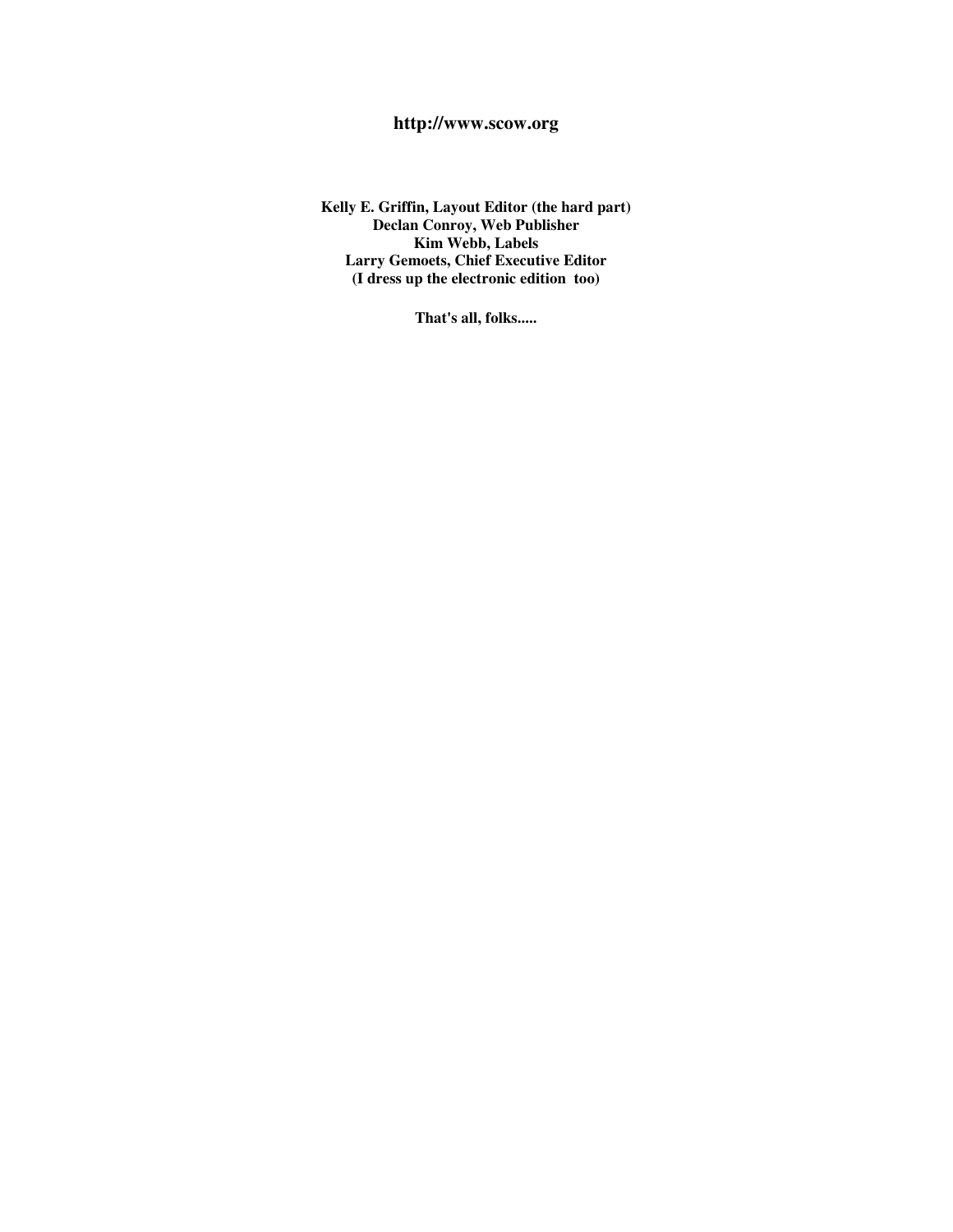**http://www.scow.org**

**Kelly E. Griffin, Layout Editor (the hard part)**
**Declan Conroy, Web Publisher**
**Kim Webb, Labels**
**Larry Gemoets, Chief Executive Editor**
**(I dress up the electronic edition too)**

**That's all, folks.....**